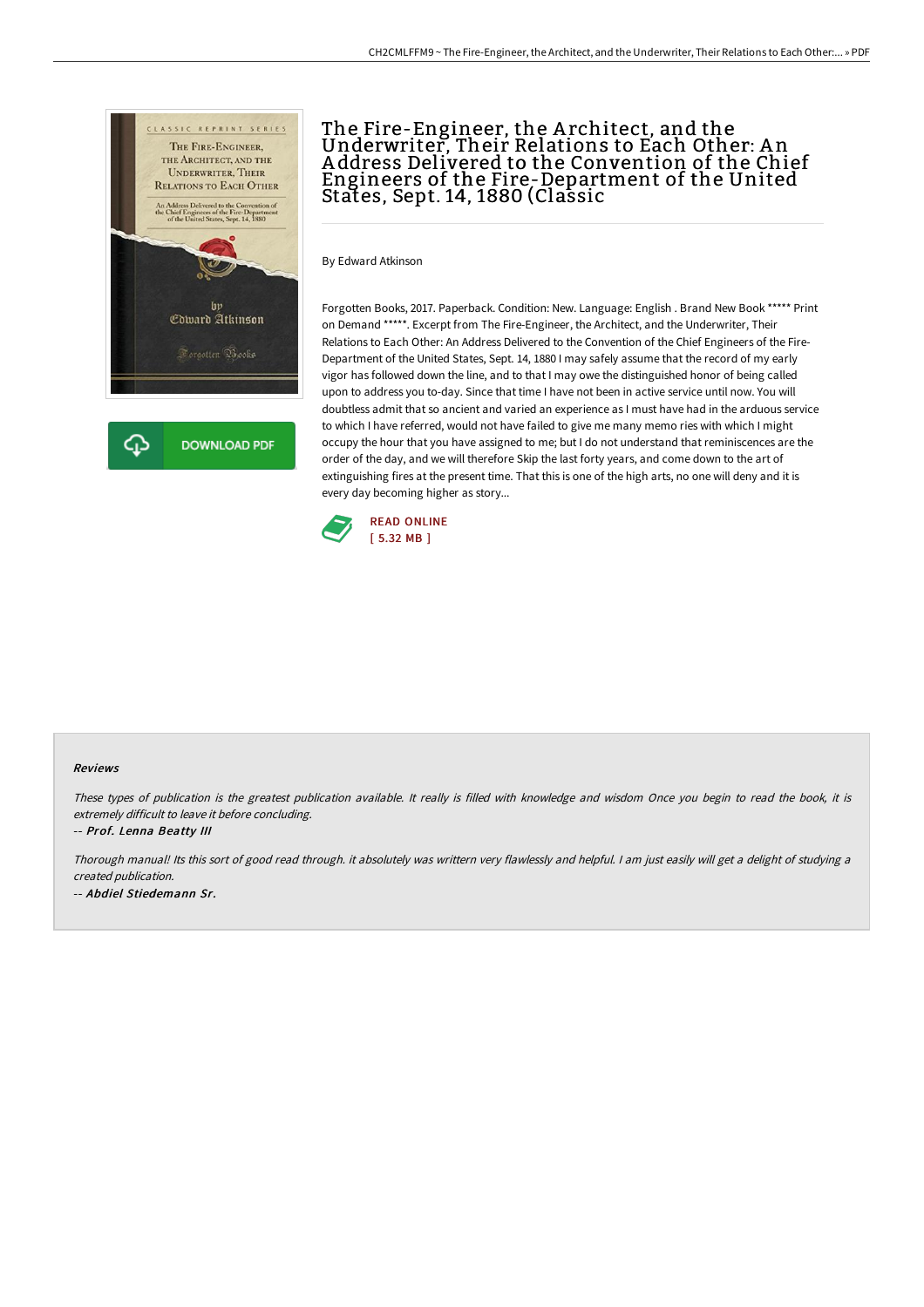# The Fire-Engineer, the Architect, and the Underwriter, Their Relations to Each Other: An Address Delivered to the Convention of the Chief Engineers of the Fire-Department of the United States, Sept. 14, 1880 (Classic

By Edward Atkinson

Forgotten Books, 2017. Paperback. Condition: New. Language: English . Brand New Book ***** Print on Demand *****. Excerpt from The Fire-Engineer, the Architect, and the Underwriter, Their Relations to Each Other: An Address Delivered to the Convention of the Chief Engineers of the Fire-Department of the United States, Sept. 14, 1880 I may safely assume that the record of my early vigor has followed down the line, and to that I may owe the distinguished honor of being called upon to address you to-day. Since that time I have not been in active service until now. You will doubtless admit that so ancient and varied an experience as I must have had in the arduous service to which I have referred, would not have failed to give me many memo ries with which I might occupy the hour that you have assigned to me; but I do not understand that reminiscences are the order of the day, and we will therefore Skip the last forty years, and come down to the art of extinguishing fires at the present time. That this is one of the high arts, no one will deny and it is every day becoming higher as story...

DOWNLOAD PDF

READ ONLINE
[ 5.32 MB ]

#### Reviews

*These types of publication is the greatest publication available. It really is filled with knowledge and wisdom Once you begin to read the book, it is extremely difficult to leave it before concluding.*

*-- Prof. Lenna Beatty III*

*Thorough manual! Its this sort of good read through. it absolutely was writtern very flawlessly and helpful. I am just easily will get a delight of studying a created publication.*

*-- Abdiel Stiedemann Sr.*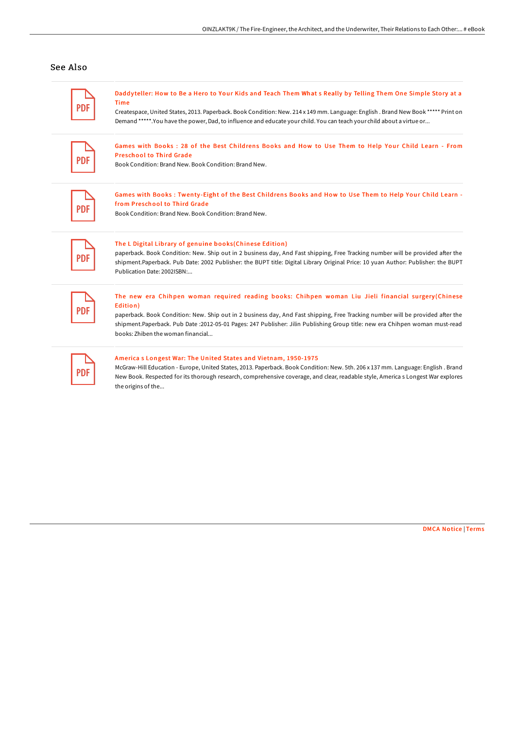## See Also

**Daddyteller: How to Be a Hero to Your Kids and Teach Them What s Really by Telling Them One Simple Story at a Time**

Createspace, United States, 2013. Paperback. Book Condition: New. 214 x 149 mm. Language: English . Brand New Book ***** Print on Demand *****.You have the power, Dad, to influence and educate your child. You can teach your child about a virtue or...

**Games with Books : 28 of the Best Childrens Books and How to Use Them to Help Your Child Learn - From Preschool to Third Grade**

Book Condition: Brand New. Book Condition: Brand New.

**Games with Books : Twenty-Eight of the Best Childrens Books and How to Use Them to Help Your Child Learn - from Preschool to Third Grade**

Book Condition: Brand New. Book Condition: Brand New.

**The L Digital Library of genuine books(Chinese Edition)**

paperback. Book Condition: New. Ship out in 2 business day, And Fast shipping, Free Tracking number will be provided after the shipment.Paperback. Pub Date: 2002 Publisher: the BUPT title: Digital Library Original Price: 10 yuan Author: Publisher: the BUPT Publication Date: 2002ISBN:...

**The new era Chihpen woman required reading books: Chihpen woman Liu Jieli financial surgery(Chinese Edition)**

paperback. Book Condition: New. Ship out in 2 business day, And Fast shipping, Free Tracking number will be provided after the shipment.Paperback. Pub Date :2012-05-01 Pages: 247 Publisher: Jilin Publishing Group title: new era Chihpen woman must-read books: Zhiben the woman financial...

**America s Longest War: The United States and Vietnam, 1950-1975**

McGraw-Hill Education - Europe, United States, 2013. Paperback. Book Condition: New. 5th. 206 x 137 mm. Language: English . Brand New Book. Respected for its thorough research, comprehensive coverage, and clear, readable style, America s Longest War explores the origins of the...